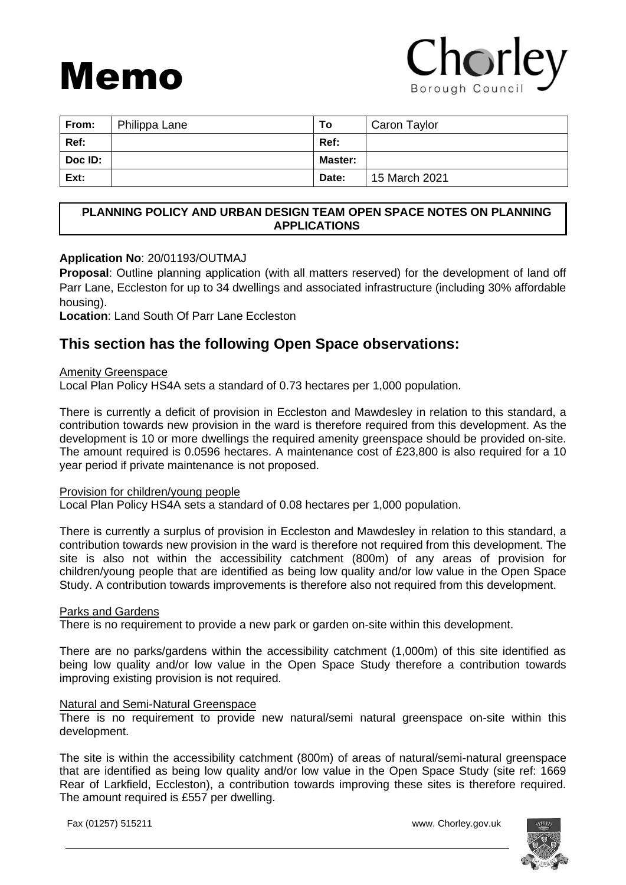# Memo

Chorley Borough Council

| From: | Philippa Lane | To | Caron Taylor |
|---|---|---|---|
| Ref: | | Ref: | |
| Doc ID: | | Master: | |
| Ext: | | Date: | 15 March 2021 |

**PLANNING POLICY AND URBAN DESIGN TEAM OPEN SPACE NOTES ON PLANNING APPLICATIONS**

**Application No**: 20/01193/OUTMAJ

**Proposal**: Outline planning application (with all matters reserved) for the development of land off Parr Lane, Eccleston for up to 34 dwellings and associated infrastructure (including 30% affordable housing).

**Location**: Land South Of Parr Lane Eccleston

## This section has the following Open Space observations:

Amenity Greenspace

Local Plan Policy HS4A sets a standard of 0.73 hectares per 1,000 population.

There is currently a deficit of provision in Eccleston and Mawdesley in relation to this standard, a contribution towards new provision in the ward is therefore required from this development. As the development is 10 or more dwellings the required amenity greenspace should be provided on-site. The amount required is 0.0596 hectares. A maintenance cost of £23,800 is also required for a 10 year period if private maintenance is not proposed.

Provision for children/young people

Local Plan Policy HS4A sets a standard of 0.08 hectares per 1,000 population.

There is currently a surplus of provision in Eccleston and Mawdesley in relation to this standard, a contribution towards new provision in the ward is therefore not required from this development. The site is also not within the accessibility catchment (800m) of any areas of provision for children/young people that are identified as being low quality and/or low value in the Open Space Study. A contribution towards improvements is therefore also not required from this development.

Parks and Gardens

There is no requirement to provide a new park or garden on-site within this development.

There are no parks/gardens within the accessibility catchment (1,000m) of this site identified as being low quality and/or low value in the Open Space Study therefore a contribution towards improving existing provision is not required.

Natural and Semi-Natural Greenspace

There is no requirement to provide new natural/semi natural greenspace on-site within this development.

The site is within the accessibility catchment (800m) of areas of natural/semi-natural greenspace that are identified as being low quality and/or low value in the Open Space Study (site ref: 1669 Rear of Larkfield, Eccleston), a contribution towards improving these sites is therefore required. The amount required is £557 per dwelling.

Fax (01257) 515211 www. Chorley.gov.uk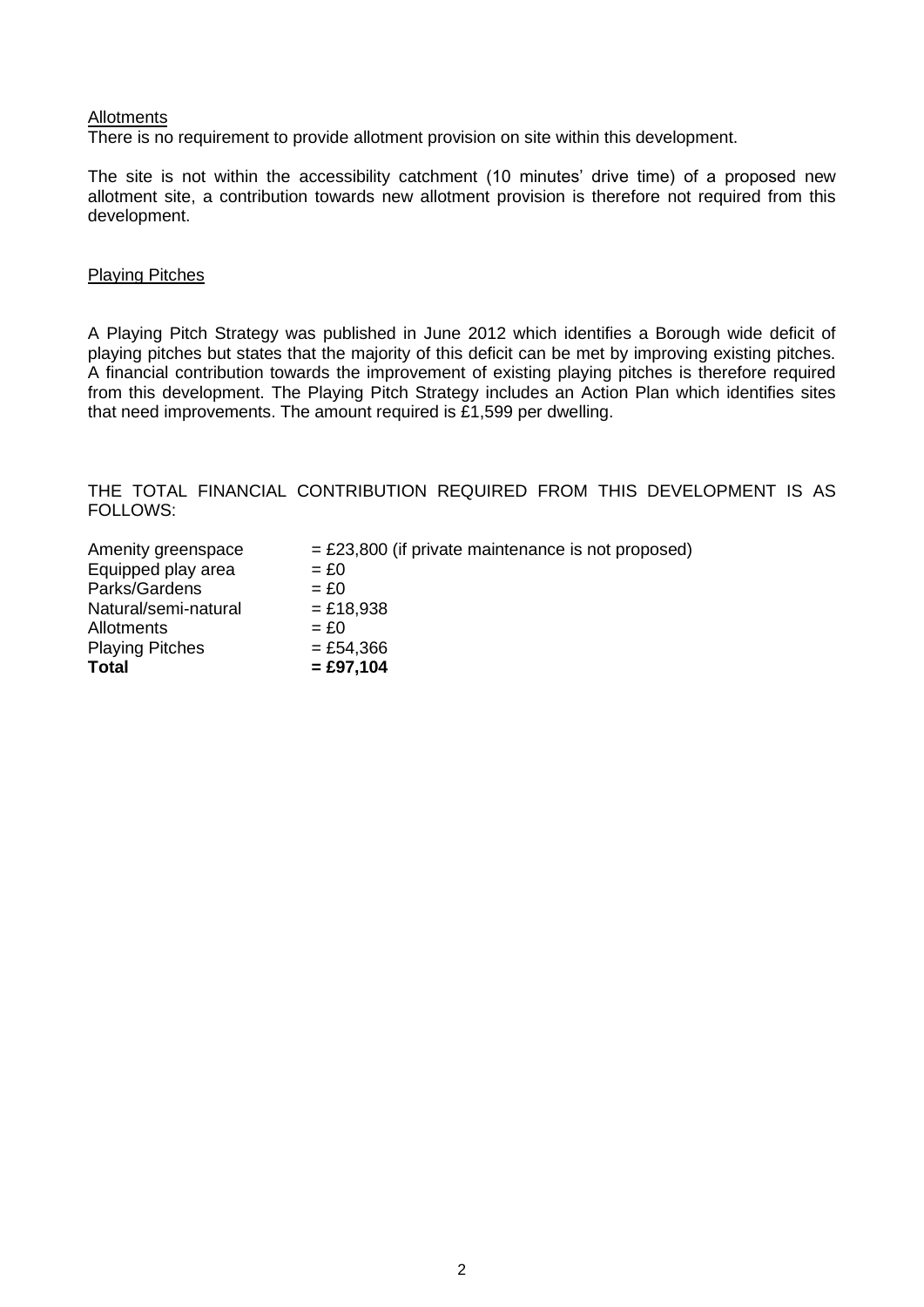<u>Allotments</u>

There is no requirement to provide allotment provision on site within this development.

The site is not within the accessibility catchment (10 minutes' drive time) of a proposed new allotment site, a contribution towards new allotment provision is therefore not required from this development.

<u>Playing Pitches</u>

A Playing Pitch Strategy was published in June 2012 which identifies a Borough wide deficit of playing pitches but states that the majority of this deficit can be met by improving existing pitches. A financial contribution towards the improvement of existing playing pitches is therefore required from this development. The Playing Pitch Strategy includes an Action Plan which identifies sites that need improvements. The amount required is £1,599 per dwelling.

THE TOTAL FINANCIAL CONTRIBUTION REQUIRED FROM THIS DEVELOPMENT IS AS FOLLOWS:

| | |
|---|---|
| Amenity greenspace | = £23,800 (if private maintenance is not proposed) |
| Equipped play area | = £0 |
| Parks/Gardens | = £0 |
| Natural/semi-natural | = £18,938 |
| Allotments | = £0 |
| Playing Pitches | = £54,366 |
| **Total** | **= £97,104** |